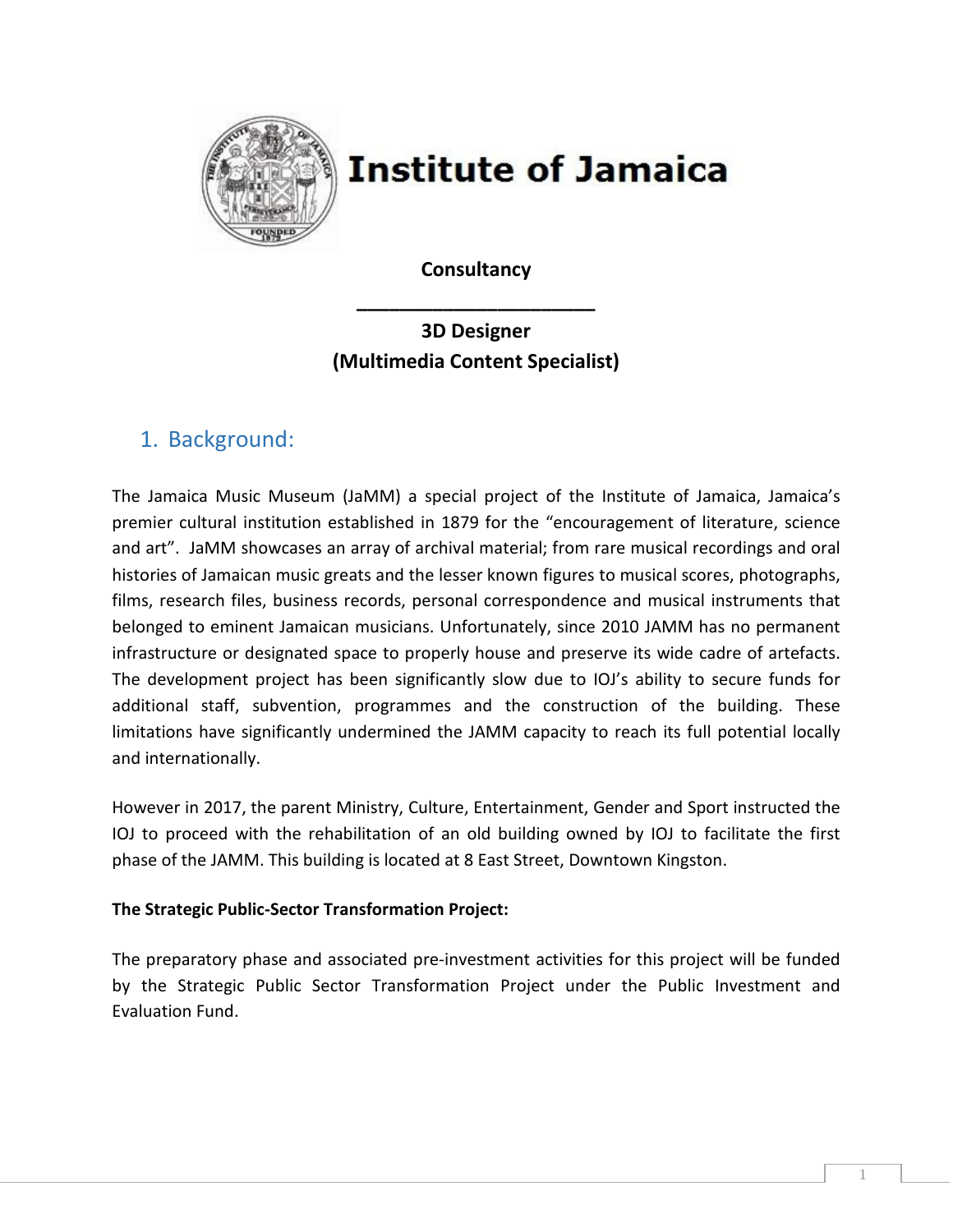# Institute of Jamaica

**Consultancy**

**______________________**

**3D Designer**
**(Multimedia Content Specialist)**

## 1. Background:

The Jamaica Music Museum (JaMM) a special project of the Institute of Jamaica, Jamaica's premier cultural institution established in 1879 for the "encouragement of literature, science and art". JaMM showcases an array of archival material; from rare musical recordings and oral histories of Jamaican music greats and the lesser known figures to musical scores, photographs, films, research files, business records, personal correspondence and musical instruments that belonged to eminent Jamaican musicians. Unfortunately, since 2010 JAMM has no permanent infrastructure or designated space to properly house and preserve its wide cadre of artefacts. The development project has been significantly slow due to IOJ's ability to secure funds for additional staff, subvention, programmes and the construction of the building. These limitations have significantly undermined the JAMM capacity to reach its full potential locally and internationally.

However in 2017, the parent Ministry, Culture, Entertainment, Gender and Sport instructed the IOJ to proceed with the rehabilitation of an old building owned by IOJ to facilitate the first phase of the JAMM. This building is located at 8 East Street, Downtown Kingston.

**The Strategic Public-Sector Transformation Project:**

The preparatory phase and associated pre-investment activities for this project will be funded by the Strategic Public Sector Transformation Project under the Public Investment and Evaluation Fund.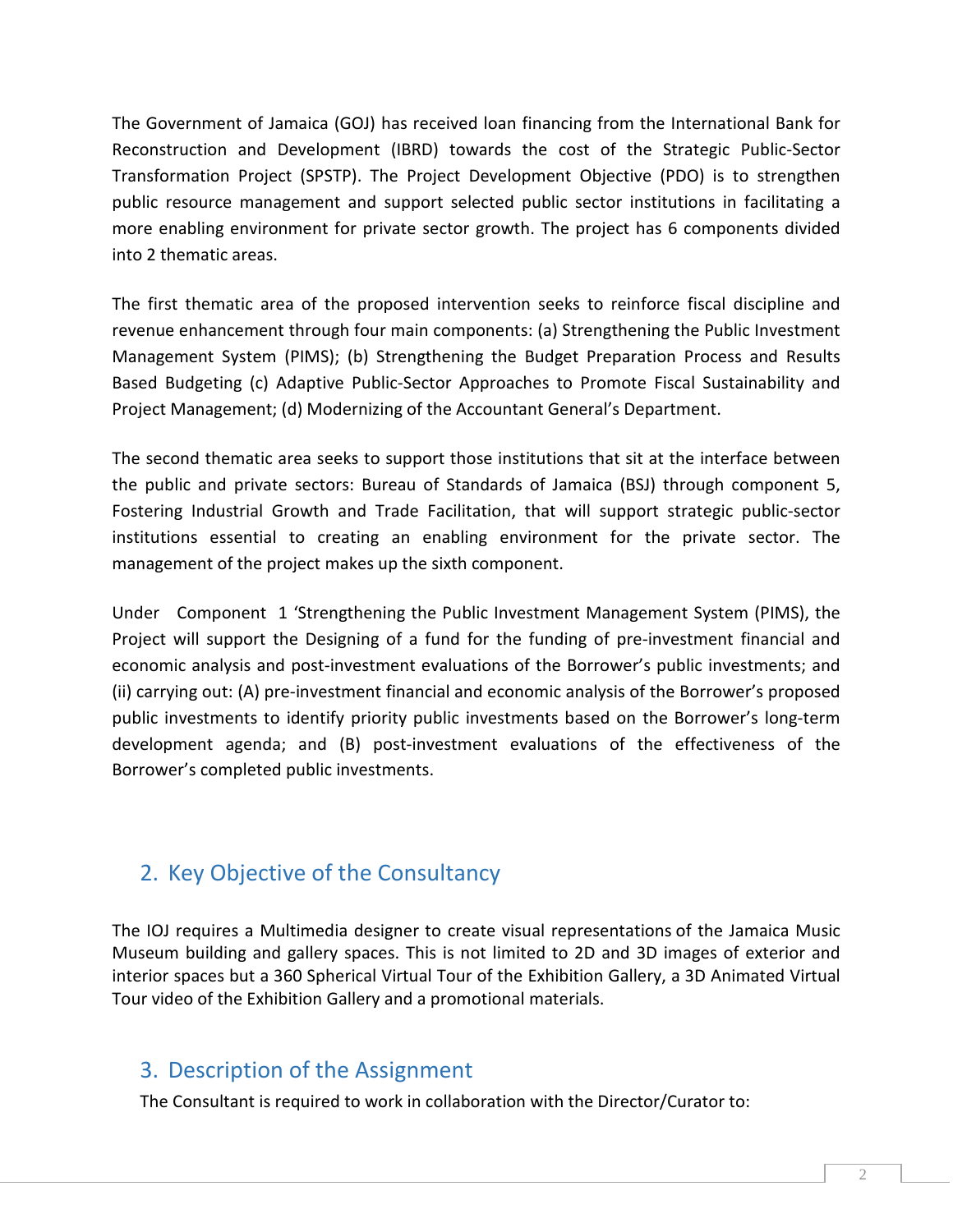The Government of Jamaica (GOJ) has received loan financing from the International Bank for Reconstruction and Development (IBRD) towards the cost of the Strategic Public-Sector Transformation Project (SPSTP). The Project Development Objective (PDO) is to strengthen public resource management and support selected public sector institutions in facilitating a more enabling environment for private sector growth. The project has 6 components divided into 2 thematic areas.

The first thematic area of the proposed intervention seeks to reinforce fiscal discipline and revenue enhancement through four main components: (a) Strengthening the Public Investment Management System (PIMS); (b) Strengthening the Budget Preparation Process and Results Based Budgeting (c) Adaptive Public-Sector Approaches to Promote Fiscal Sustainability and Project Management; (d) Modernizing of the Accountant General's Department.

The second thematic area seeks to support those institutions that sit at the interface between the public and private sectors: Bureau of Standards of Jamaica (BSJ) through component 5, Fostering Industrial Growth and Trade Facilitation, that will support strategic public-sector institutions essential to creating an enabling environment for the private sector. The management of the project makes up the sixth component.

Under Component 1 'Strengthening the Public Investment Management System (PIMS), the Project will support the Designing of a fund for the funding of pre-investment financial and economic analysis and post-investment evaluations of the Borrower's public investments; and (ii) carrying out: (A) pre-investment financial and economic analysis of the Borrower's proposed public investments to identify priority public investments based on the Borrower's long-term development agenda; and (B) post-investment evaluations of the effectiveness of the Borrower's completed public investments.

## 2. Key Objective of the Consultancy

The IOJ requires a Multimedia designer to create visual representations of the Jamaica Music Museum building and gallery spaces. This is not limited to 2D and 3D images of exterior and interior spaces but a 360 Spherical Virtual Tour of the Exhibition Gallery, a 3D Animated Virtual Tour video of the Exhibition Gallery and a promotional materials.

## 3. Description of the Assignment

The Consultant is required to work in collaboration with the Director/Curator to: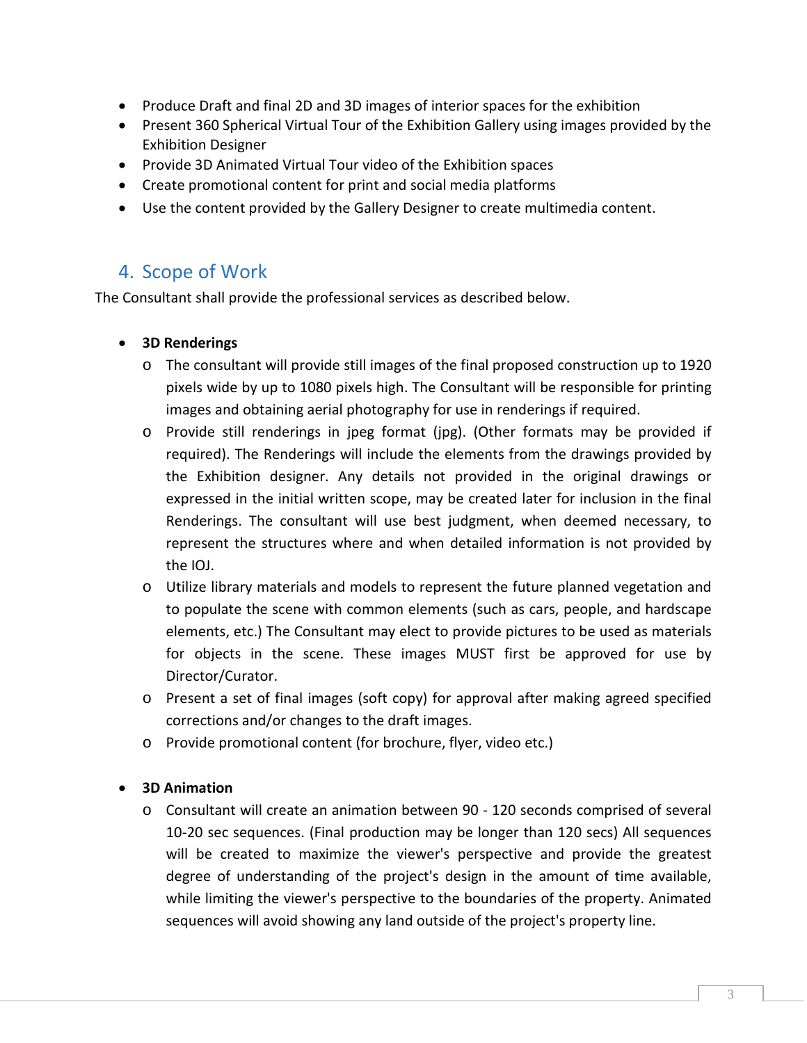- Produce Draft and final 2D and 3D images of interior spaces for the exhibition
- Present 360 Spherical Virtual Tour of the Exhibition Gallery using images provided by the Exhibition Designer
- Provide 3D Animated Virtual Tour video of the Exhibition spaces
- Create promotional content for print and social media platforms
- Use the content provided by the Gallery Designer to create multimedia content.

## 4. Scope of Work

The Consultant shall provide the professional services as described below.

- **3D Renderings**
    - The consultant will provide still images of the final proposed construction up to 1920 pixels wide by up to 1080 pixels high. The Consultant will be responsible for printing images and obtaining aerial photography for use in renderings if required.
    - Provide still renderings in jpeg format (jpg). (Other formats may be provided if required). The Renderings will include the elements from the drawings provided by the Exhibition designer. Any details not provided in the original drawings or expressed in the initial written scope, may be created later for inclusion in the final Renderings. The consultant will use best judgment, when deemed necessary, to represent the structures where and when detailed information is not provided by the IOJ.
    - Utilize library materials and models to represent the future planned vegetation and to populate the scene with common elements (such as cars, people, and hardscape elements, etc.) The Consultant may elect to provide pictures to be used as materials for objects in the scene. These images MUST first be approved for use by Director/Curator.
    - Present a set of final images (soft copy) for approval after making agreed specified corrections and/or changes to the draft images.
    - Provide promotional content (for brochure, flyer, video etc.)

- **3D Animation**
    - Consultant will create an animation between 90 - 120 seconds comprised of several 10-20 sec sequences. (Final production may be longer than 120 secs) All sequences will be created to maximize the viewer's perspective and provide the greatest degree of understanding of the project's design in the amount of time available, while limiting the viewer's perspective to the boundaries of the property. Animated sequences will avoid showing any land outside of the project's property line.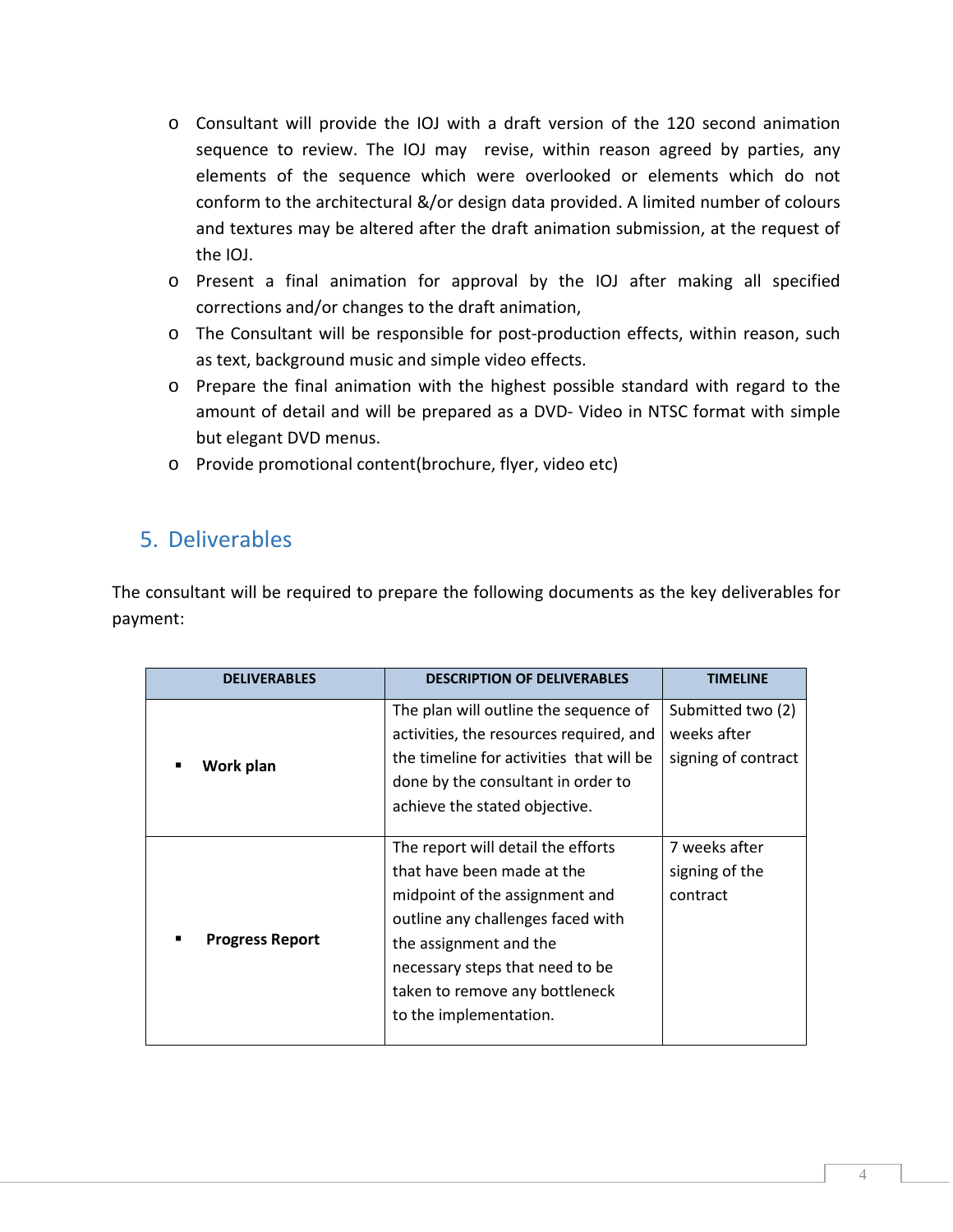- Consultant will provide the IOJ with a draft version of the 120 second animation sequence to review. The IOJ may revise, within reason agreed by parties, any elements of the sequence which were overlooked or elements which do not conform to the architectural &/or design data provided. A limited number of colours and textures may be altered after the draft animation submission, at the request of the IOJ.
- Present a final animation for approval by the IOJ after making all specified corrections and/or changes to the draft animation,
- The Consultant will be responsible for post-production effects, within reason, such as text, background music and simple video effects.
- Prepare the final animation with the highest possible standard with regard to the amount of detail and will be prepared as a DVD- Video in NTSC format with simple but elegant DVD menus.
- Provide promotional content(brochure, flyer, video etc)

## 5. Deliverables

The consultant will be required to prepare the following documents as the key deliverables for payment:

| DELIVERABLES | DESCRIPTION OF DELIVERABLES | TIMELINE |
|---|---|---|
| ▪ **Work plan** | The plan will outline the sequence of activities, the resources required, and the timeline for activities that will be done by the consultant in order to achieve the stated objective. | Submitted two (2) weeks after signing of contract |
| ▪ **Progress Report** | The report will detail the efforts that have been made at the midpoint of the assignment and outline any challenges faced with the assignment and the necessary steps that need to be taken to remove any bottleneck to the implementation. | 7 weeks after signing of the contract |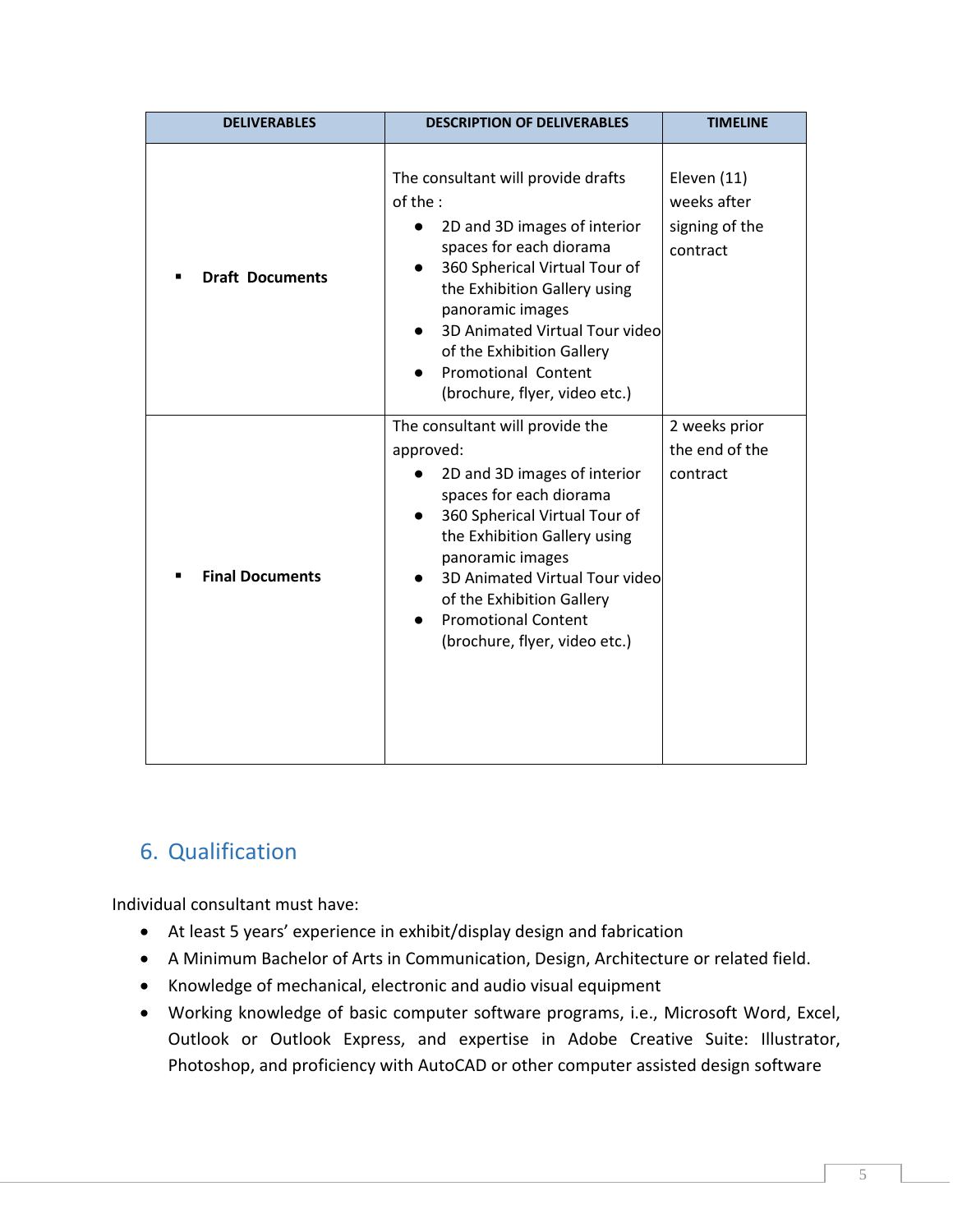| DELIVERABLES | DESCRIPTION OF DELIVERABLES | TIMELINE |
|---|---|---|
| ▪ **Draft Documents** | The consultant will provide drafts of the : <br>● 2D and 3D images of interior spaces for each diorama <br>● 360 Spherical Virtual Tour of the Exhibition Gallery using panoramic images <br>● 3D Animated Virtual Tour video of the Exhibition Gallery <br>● Promotional Content (brochure, flyer, video etc.) | Eleven (11) weeks after signing of the contract |
| ▪ **Final Documents** | The consultant will provide the approved: <br>● 2D and 3D images of interior spaces for each diorama <br>● 360 Spherical Virtual Tour of the Exhibition Gallery using panoramic images <br>● 3D Animated Virtual Tour video of the Exhibition Gallery <br>● Promotional Content (brochure, flyer, video etc.) | 2 weeks prior the end of the contract |

## 6. Qualification

Individual consultant must have:

- At least 5 years' experience in exhibit/display design and fabrication
- A Minimum Bachelor of Arts in Communication, Design, Architecture or related field.
- Knowledge of mechanical, electronic and audio visual equipment
- Working knowledge of basic computer software programs, i.e., Microsoft Word, Excel, Outlook or Outlook Express, and expertise in Adobe Creative Suite: Illustrator, Photoshop, and proficiency with AutoCAD or other computer assisted design software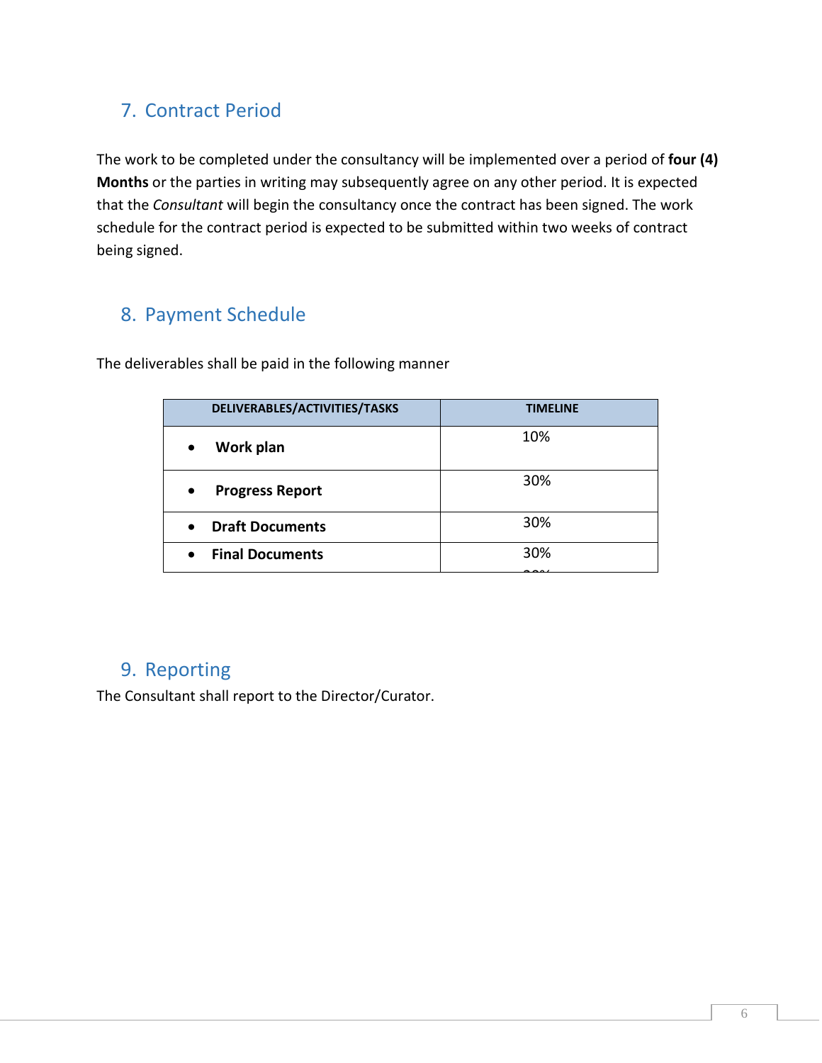## 7. Contract Period

The work to be completed under the consultancy will be implemented over a period of **four (4) Months** or the parties in writing may subsequently agree on any other period. It is expected that the *Consultant* will begin the consultancy once the contract has been signed. The work schedule for the contract period is expected to be submitted within two weeks of contract being signed.

## 8. Payment Schedule

The deliverables shall be paid in the following manner

| DELIVERABLES/ACTIVITIES/TASKS | TIMELINE |
|---|---|
| • **Work plan** | 10% |
| • **Progress Report** | 30% |
| • **Draft Documents** | 30% |
| • **Final Documents** | 30% |

## 9. Reporting

The Consultant shall report to the Director/Curator.